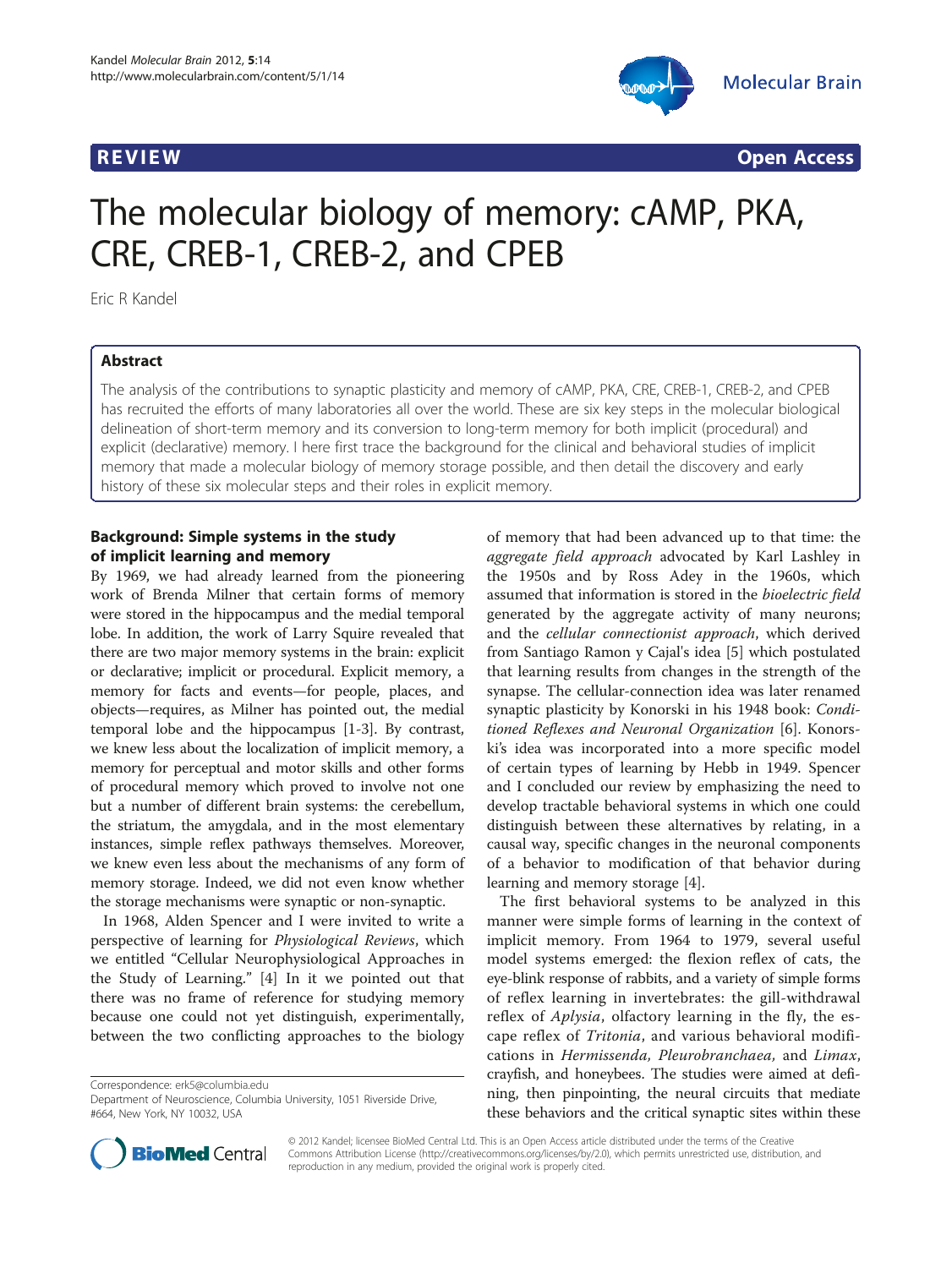**REVIEW** **Open Access**

# The molecular biology of memory: cAMP, PKA, CRE, CREB-1, CREB-2, and CPEB

Eric R Kandel

## Abstract

The analysis of the contributions to synaptic plasticity and memory of cAMP, PKA, CRE, CREB-1, CREB-2, and CPEB has recruited the efforts of many laboratories all over the world. These are six key steps in the molecular biological delineation of short-term memory and its conversion to long-term memory for both implicit (procedural) and explicit (declarative) memory. I here first trace the background for the clinical and behavioral studies of implicit memory that made a molecular biology of memory storage possible, and then detail the discovery and early history of these six molecular steps and their roles in explicit memory.

## Background: Simple systems in the study of implicit learning and memory

By 1969, we had already learned from the pioneering work of Brenda Milner that certain forms of memory were stored in the hippocampus and the medial temporal lobe. In addition, the work of Larry Squire revealed that there are two major memory systems in the brain: explicit or declarative; implicit or procedural. Explicit memory, a memory for facts and events—for people, places, and objects—requires, as Milner has pointed out, the medial temporal lobe and the hippocampus [1-3]. By contrast, we knew less about the localization of implicit memory, a memory for perceptual and motor skills and other forms of procedural memory which proved to involve not one but a number of different brain systems: the cerebellum, the striatum, the amygdala, and in the most elementary instances, simple reflex pathways themselves. Moreover, we knew even less about the mechanisms of any form of memory storage. Indeed, we did not even know whether the storage mechanisms were synaptic or non-synaptic.

In 1968, Alden Spencer and I were invited to write a perspective of learning for *Physiological Reviews*, which we entitled "Cellular Neurophysiological Approaches in the Study of Learning." [4] In it we pointed out that there was no frame of reference for studying memory because one could not yet distinguish, experimentally, between the two conflicting approaches to the biology of memory that had been advanced up to that time: the *aggregate field approach* advocated by Karl Lashley in the 1950s and by Ross Adey in the 1960s, which assumed that information is stored in the *bioelectric field* generated by the aggregate activity of many neurons; and the *cellular connectionist approach*, which derived from Santiago Ramon y Cajal's idea [5] which postulated that learning results from changes in the strength of the synapse. The cellular-connection idea was later renamed synaptic plasticity by Konorski in his 1948 book: *Conditioned Reflexes and Neuronal Organization* [6]. Konorski's idea was incorporated into a more specific model of certain types of learning by Hebb in 1949. Spencer and I concluded our review by emphasizing the need to develop tractable behavioral systems in which one could distinguish between these alternatives by relating, in a causal way, specific changes in the neuronal components of a behavior to modification of that behavior during learning and memory storage [4].

The first behavioral systems to be analyzed in this manner were simple forms of learning in the context of implicit memory. From 1964 to 1979, several useful model systems emerged: the flexion reflex of cats, the eye-blink response of rabbits, and a variety of simple forms of reflex learning in invertebrates: the gill-withdrawal reflex of *Aplysia*, olfactory learning in the fly, the escape reflex of *Tritonia*, and various behavioral modifications in *Hermissenda, Pleurobranchaea,* and *Limax*, crayfish, and honeybees. The studies were aimed at defining, then pinpointing, the neural circuits that mediate these behaviors and the critical synaptic sites within these

Correspondence: erk5@columbia.edu
Department of Neuroscience, Columbia University, 1051 Riverside Drive, #664, New York, NY 10032, USA

© 2012 Kandel; licensee BioMed Central Ltd. This is an Open Access article distributed under the terms of the Creative Commons Attribution License (http://creativecommons.org/licenses/by/2.0), which permits unrestricted use, distribution, and reproduction in any medium, provided the original work is properly cited.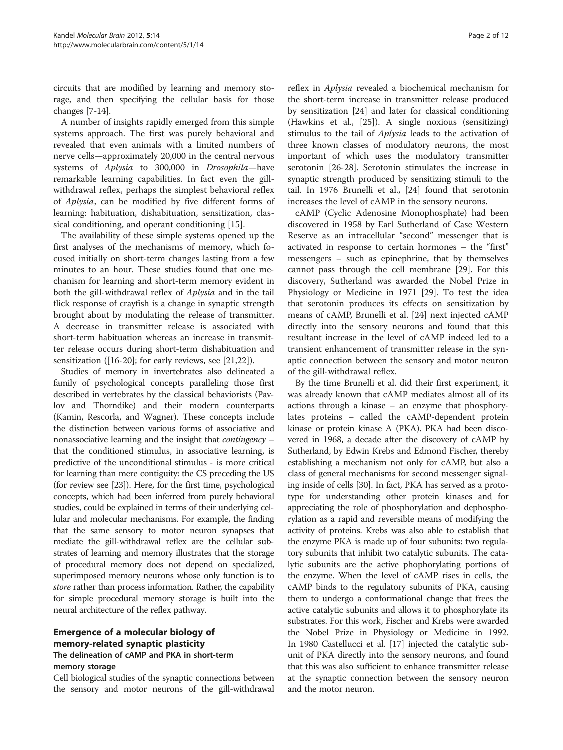circuits that are modified by learning and memory storage, and then specifying the cellular basis for those changes [7-14].

A number of insights rapidly emerged from this simple systems approach. The first was purely behavioral and revealed that even animals with a limited numbers of nerve cells—approximately 20,000 in the central nervous systems of *Aplysia* to 300,000 in *Drosophila*—have remarkable learning capabilities. In fact even the gill-withdrawal reflex, perhaps the simplest behavioral reflex of *Aplysia*, can be modified by five different forms of learning: habituation, dishabituation, sensitization, classical conditioning, and operant conditioning [15].

The availability of these simple systems opened up the first analyses of the mechanisms of memory, which focused initially on short-term changes lasting from a few minutes to an hour. These studies found that one mechanism for learning and short-term memory evident in both the gill-withdrawal reflex of *Aplysia* and in the tail flick response of crayfish is a change in synaptic strength brought about by modulating the release of transmitter. A decrease in transmitter release is associated with short-term habituation whereas an increase in transmitter release occurs during short-term dishabituation and sensitization ([16-20]; for early reviews, see [21,22]).

Studies of memory in invertebrates also delineated a family of psychological concepts paralleling those first described in vertebrates by the classical behaviorists (Pavlov and Thorndike) and their modern counterparts (Kamin, Rescorla, and Wagner). These concepts include the distinction between various forms of associative and nonassociative learning and the insight that *contingency* – that the conditioned stimulus, in associative learning, is predictive of the unconditional stimulus - is more critical for learning than mere contiguity: the CS preceding the US (for review see [23]). Here, for the first time, psychological concepts, which had been inferred from purely behavioral studies, could be explained in terms of their underlying cellular and molecular mechanisms. For example, the finding that the same sensory to motor neuron synapses that mediate the gill-withdrawal reflex are the cellular substrates of learning and memory illustrates that the storage of procedural memory does not depend on specialized, superimposed memory neurons whose only function is to *store* rather than process information. Rather, the capability for simple procedural memory storage is built into the neural architecture of the reflex pathway.

## Emergence of a molecular biology of memory-related synaptic plasticity

### The delineation of cAMP and PKA in short-term memory storage

Cell biological studies of the synaptic connections between the sensory and motor neurons of the gill-withdrawal reflex in *Aplysia* revealed a biochemical mechanism for the short-term increase in transmitter release produced by sensitization [24] and later for classical conditioning (Hawkins et al., [25]). A single noxious (sensitizing) stimulus to the tail of *Aplysia* leads to the activation of three known classes of modulatory neurons, the most important of which uses the modulatory transmitter serotonin [26-28]. Serotonin stimulates the increase in synaptic strength produced by sensitizing stimuli to the tail. In 1976 Brunelli et al., [24] found that serotonin increases the level of cAMP in the sensory neurons.

cAMP (Cyclic Adenosine Monophosphate) had been discovered in 1958 by Earl Sutherland of Case Western Reserve as an intracellular "second" messenger that is activated in response to certain hormones – the "first" messengers – such as epinephrine, that by themselves cannot pass through the cell membrane [29]. For this discovery, Sutherland was awarded the Nobel Prize in Physiology or Medicine in 1971 [29]. To test the idea that serotonin produces its effects on sensitization by means of cAMP, Brunelli et al. [24] next injected cAMP directly into the sensory neurons and found that this resultant increase in the level of cAMP indeed led to a transient enhancement of transmitter release in the synaptic connection between the sensory and motor neuron of the gill-withdrawal reflex.

By the time Brunelli et al. did their first experiment, it was already known that cAMP mediates almost all of its actions through a kinase – an enzyme that phosphorylates proteins – called the cAMP-dependent protein kinase or protein kinase A (PKA). PKA had been discovered in 1968, a decade after the discovery of cAMP by Sutherland, by Edwin Krebs and Edmond Fischer, thereby establishing a mechanism not only for cAMP, but also a class of general mechanisms for second messenger signaling inside of cells [30]. In fact, PKA has served as a prototype for understanding other protein kinases and for appreciating the role of phosphorylation and dephosphorylation as a rapid and reversible means of modifying the activity of proteins. Krebs was also able to establish that the enzyme PKA is made up of four subunits: two regulatory subunits that inhibit two catalytic subunits. The catalytic subunits are the active phophorylating portions of the enzyme. When the level of cAMP rises in cells, the cAMP binds to the regulatory subunits of PKA, causing them to undergo a conformational change that frees the active catalytic subunits and allows it to phosphorylate its substrates. For this work, Fischer and Krebs were awarded the Nobel Prize in Physiology or Medicine in 1992. In 1980 Castellucci et al. [17] injected the catalytic subunit of PKA directly into the sensory neurons, and found that this was also sufficient to enhance transmitter release at the synaptic connection between the sensory neuron and the motor neuron.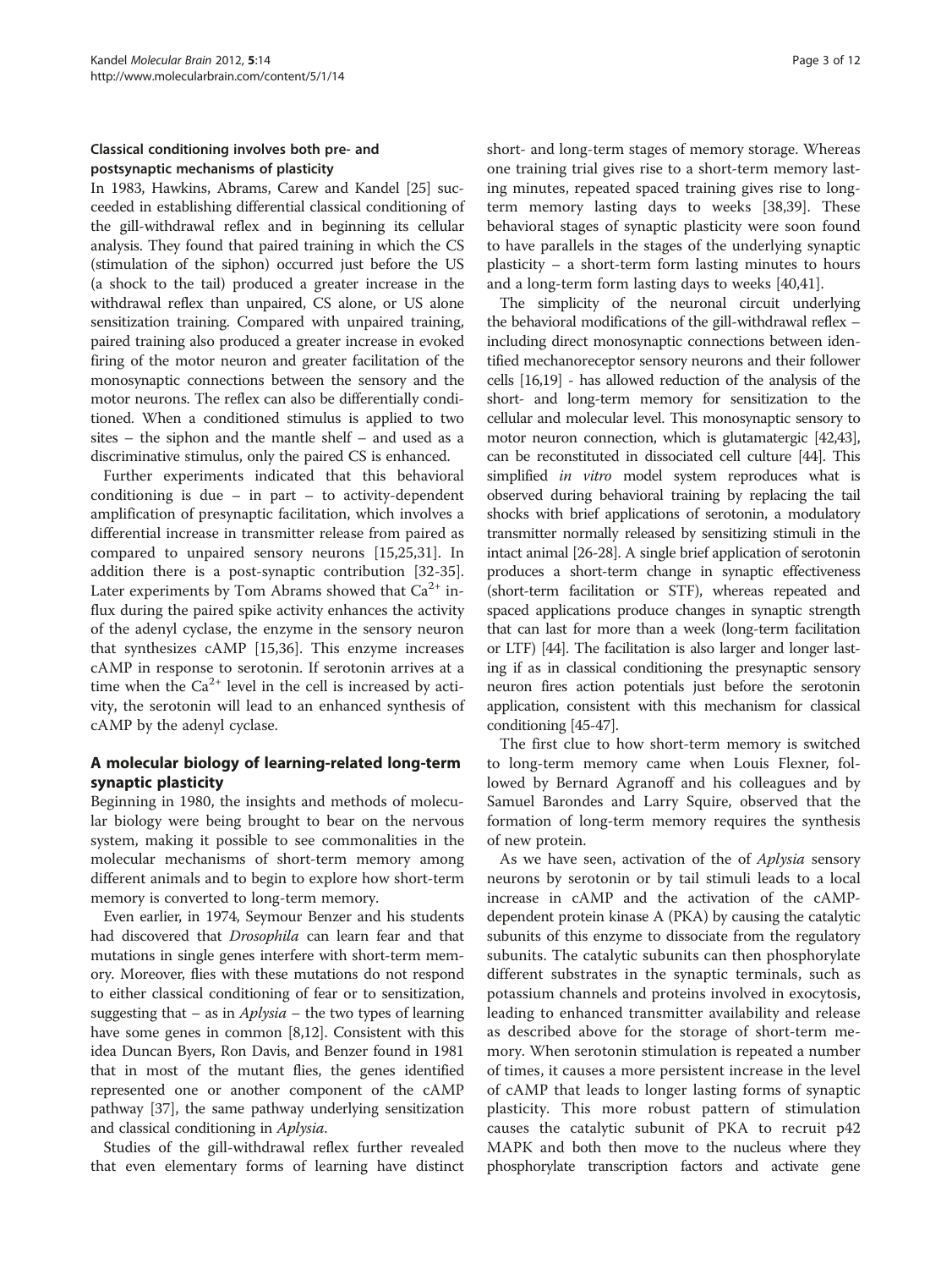### Classical conditioning involves both pre- and postsynaptic mechanisms of plasticity

In 1983, Hawkins, Abrams, Carew and Kandel [25] succeeded in establishing differential classical conditioning of the gill-withdrawal reflex and in beginning its cellular analysis. They found that paired training in which the CS (stimulation of the siphon) occurred just before the US (a shock to the tail) produced a greater increase in the withdrawal reflex than unpaired, CS alone, or US alone sensitization training. Compared with unpaired training, paired training also produced a greater increase in evoked firing of the motor neuron and greater facilitation of the monosynaptic connections between the sensory and the motor neurons. The reflex can also be differentially conditioned. When a conditioned stimulus is applied to two sites – the siphon and the mantle shelf – and used as a discriminative stimulus, only the paired CS is enhanced.

Further experiments indicated that this behavioral conditioning is due – in part – to activity-dependent amplification of presynaptic facilitation, which involves a differential increase in transmitter release from paired as compared to unpaired sensory neurons [15,25,31]. In addition there is a post-synaptic contribution [32-35]. Later experiments by Tom Abrams showed that $Ca^{2+}$ influx during the paired spike activity enhances the activity of the adenyl cyclase, the enzyme in the sensory neuron that synthesizes cAMP [15,36]. This enzyme increases cAMP in response to serotonin. If serotonin arrives at a time when the $Ca^{2+}$ level in the cell is increased by activity, the serotonin will lead to an enhanced synthesis of cAMP by the adenyl cyclase.

## A molecular biology of learning-related long-term synaptic plasticity

Beginning in 1980, the insights and methods of molecular biology were being brought to bear on the nervous system, making it possible to see commonalities in the molecular mechanisms of short-term memory among different animals and to begin to explore how short-term memory is converted to long-term memory.

Even earlier, in 1974, Seymour Benzer and his students had discovered that *Drosophila* can learn fear and that mutations in single genes interfere with short-term memory. Moreover, flies with these mutations do not respond to either classical conditioning of fear or to sensitization, suggesting that – as in *Aplysia* – the two types of learning have some genes in common [8,12]. Consistent with this idea Duncan Byers, Ron Davis, and Benzer found in 1981 that in most of the mutant flies, the genes identified represented one or another component of the cAMP pathway [37], the same pathway underlying sensitization and classical conditioning in *Aplysia*.

Studies of the gill-withdrawal reflex further revealed that even elementary forms of learning have distinct short- and long-term stages of memory storage. Whereas one training trial gives rise to a short-term memory lasting minutes, repeated spaced training gives rise to long-term memory lasting days to weeks [38,39]. These behavioral stages of synaptic plasticity were soon found to have parallels in the stages of the underlying synaptic plasticity – a short-term form lasting minutes to hours and a long-term form lasting days to weeks [40,41].

The simplicity of the neuronal circuit underlying the behavioral modifications of the gill-withdrawal reflex – including direct monosynaptic connections between identified mechanoreceptor sensory neurons and their follower cells [16,19] - has allowed reduction of the analysis of the short- and long-term memory for sensitization to the cellular and molecular level. This monosynaptic sensory to motor neuron connection, which is glutamatergic [42,43], can be reconstituted in dissociated cell culture [44]. This simplified *in vitro* model system reproduces what is observed during behavioral training by replacing the tail shocks with brief applications of serotonin, a modulatory transmitter normally released by sensitizing stimuli in the intact animal [26-28]. A single brief application of serotonin produces a short-term change in synaptic effectiveness (short-term facilitation or STF), whereas repeated and spaced applications produce changes in synaptic strength that can last for more than a week (long-term facilitation or LTF) [44]. The facilitation is also larger and longer lasting if as in classical conditioning the presynaptic sensory neuron fires action potentials just before the serotonin application, consistent with this mechanism for classical conditioning [45-47].

The first clue to how short-term memory is switched to long-term memory came when Louis Flexner, followed by Bernard Agranoff and his colleagues and by Samuel Barondes and Larry Squire, observed that the formation of long-term memory requires the synthesis of new protein.

As we have seen, activation of the of *Aplysia* sensory neurons by serotonin or by tail stimuli leads to a local increase in cAMP and the activation of the cAMP-dependent protein kinase A (PKA) by causing the catalytic subunits of this enzyme to dissociate from the regulatory subunits. The catalytic subunits can then phosphorylate different substrates in the synaptic terminals, such as potassium channels and proteins involved in exocytosis, leading to enhanced transmitter availability and release as described above for the storage of short-term memory. When serotonin stimulation is repeated a number of times, it causes a more persistent increase in the level of cAMP that leads to longer lasting forms of synaptic plasticity. This more robust pattern of stimulation causes the catalytic subunit of PKA to recruit p42 MAPK and both then move to the nucleus where they phosphorylate transcription factors and activate gene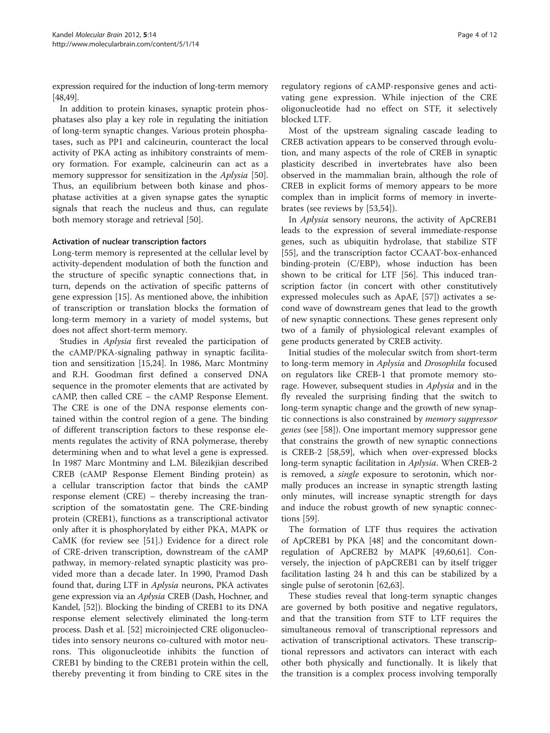expression required for the induction of long-term memory [48,49].

In addition to protein kinases, synaptic protein phosphatases also play a key role in regulating the initiation of long-term synaptic changes. Various protein phosphatases, such as PP1 and calcineurin, counteract the local activity of PKA acting as inhibitory constraints of memory formation. For example, calcineurin can act as a memory suppressor for sensitization in the *Aplysia* [50]. Thus, an equilibrium between both kinase and phosphatase activities at a given synapse gates the synaptic signals that reach the nucleus and thus, can regulate both memory storage and retrieval [50].

### Activation of nuclear transcription factors

Long-term memory is represented at the cellular level by activity-dependent modulation of both the function and the structure of specific synaptic connections that, in turn, depends on the activation of specific patterns of gene expression [15]. As mentioned above, the inhibition of transcription or translation blocks the formation of long-term memory in a variety of model systems, but does not affect short-term memory.

Studies in *Aplysia* first revealed the participation of the cAMP/PKA-signaling pathway in synaptic facilitation and sensitization [15,24]. In 1986, Marc Montminy and R.H. Goodman first defined a conserved DNA sequence in the promoter elements that are activated by cAMP, then called CRE – the cAMP Response Element. The CRE is one of the DNA response elements contained within the control region of a gene. The binding of different transcription factors to these response elements regulates the activity of RNA polymerase, thereby determining when and to what level a gene is expressed. In 1987 Marc Montminy and L.M. Bilezikjian described CREB (cAMP Response Element Binding protein) as a cellular transcription factor that binds the cAMP response element (CRE) – thereby increasing the transcription of the somatostatin gene. The CRE-binding protein (CREB1), functions as a transcriptional activator only after it is phosphorylated by either PKA, MAPK or CaMK (for review see [51].) Evidence for a direct role of CRE-driven transcription, downstream of the cAMP pathway, in memory-related synaptic plasticity was provided more than a decade later. In 1990, Pramod Dash found that, during LTF in *Aplysia* neurons, PKA activates gene expression via an *Aplysia* CREB (Dash, Hochner, and Kandel, [52]). Blocking the binding of CREB1 to its DNA response element selectively eliminated the long-term process. Dash et al. [52] microinjected CRE oligonucleotides into sensory neurons co-cultured with motor neurons. This oligonucleotide inhibits the function of CREB1 by binding to the CREB1 protein within the cell, thereby preventing it from binding to CRE sites in the regulatory regions of cAMP-responsive genes and activating gene expression. While injection of the CRE oligonucleotide had no effect on STF, it selectively blocked LTF.

Most of the upstream signaling cascade leading to CREB activation appears to be conserved through evolution, and many aspects of the role of CREB in synaptic plasticity described in invertebrates have also been observed in the mammalian brain, although the role of CREB in explicit forms of memory appears to be more complex than in implicit forms of memory in invertebrates (see reviews by [53,54]).

In *Aplysia* sensory neurons, the activity of ApCREB1 leads to the expression of several immediate-response genes, such as ubiquitin hydrolase, that stabilize STF [55], and the transcription factor CCAAT-box-enhanced binding-protein (C/EBP), whose induction has been shown to be critical for LTF [56]. This induced transcription factor (in concert with other constitutively expressed molecules such as ApAF, [57]) activates a second wave of downstream genes that lead to the growth of new synaptic connections. These genes represent only two of a family of physiological relevant examples of gene products generated by CREB activity.

Initial studies of the molecular switch from short-term to long-term memory in *Aplysia* and *Drosophila* focused on regulators like CREB-1 that promote memory storage. However, subsequent studies in *Aplysia* and in the fly revealed the surprising finding that the switch to long-term synaptic change and the growth of new synaptic connections is also constrained by *memory suppressor genes* (see [58]). One important memory suppressor gene that constrains the growth of new synaptic connections is CREB-2 [58,59], which when over-expressed blocks long-term synaptic facilitation in *Aplysia*. When CREB-2 is removed, a *single* exposure to serotonin, which normally produces an increase in synaptic strength lasting only minutes, will increase synaptic strength for days and induce the robust growth of new synaptic connections [59].

The formation of LTF thus requires the activation of ApCREB1 by PKA [48] and the concomitant downregulation of ApCREB2 by MAPK [49,60,61]. Conversely, the injection of pApCREB1 can by itself trigger facilitation lasting 24 h and this can be stabilized by a single pulse of serotonin [62,63].

These studies reveal that long-term synaptic changes are governed by both positive and negative regulators, and that the transition from STF to LTF requires the simultaneous removal of transcriptional repressors and activation of transcriptional activators. These transcriptional repressors and activators can interact with each other both physically and functionally. It is likely that the transition is a complex process involving temporally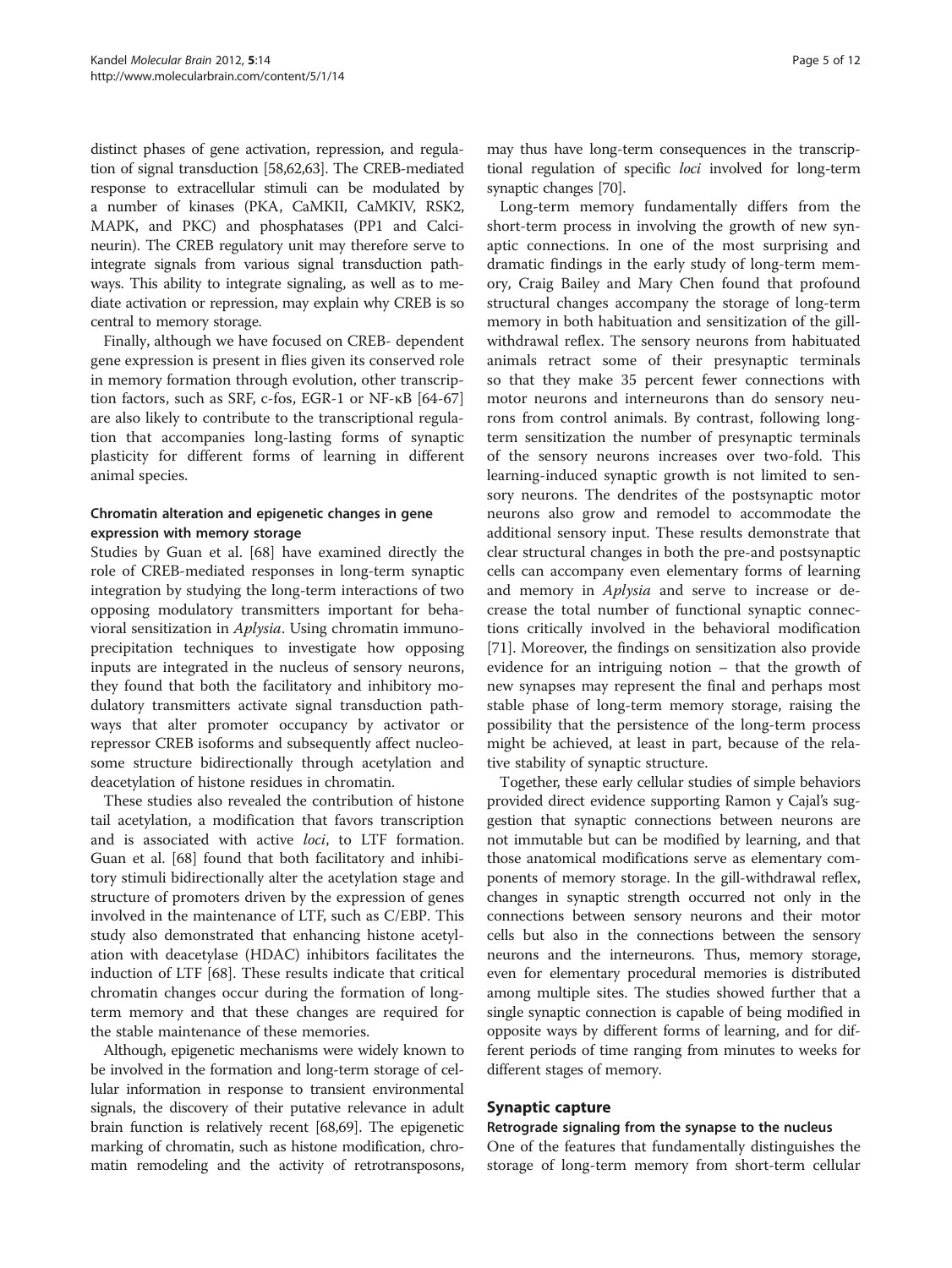distinct phases of gene activation, repression, and regulation of signal transduction [58,62,63]. The CREB-mediated response to extracellular stimuli can be modulated by a number of kinases (PKA, CaMKII, CaMKIV, RSK2, MAPK, and PKC) and phosphatases (PP1 and Calcineurin). The CREB regulatory unit may therefore serve to integrate signals from various signal transduction pathways. This ability to integrate signaling, as well as to mediate activation or repression, may explain why CREB is so central to memory storage.

Finally, although we have focused on CREB- dependent gene expression is present in flies given its conserved role in memory formation through evolution, other transcription factors, such as SRF, c-fos, EGR-1 or NF-κB [64-67] are also likely to contribute to the transcriptional regulation that accompanies long-lasting forms of synaptic plasticity for different forms of learning in different animal species.

### Chromatin alteration and epigenetic changes in gene expression with memory storage

Studies by Guan et al. [68] have examined directly the role of CREB-mediated responses in long-term synaptic integration by studying the long-term interactions of two opposing modulatory transmitters important for behavioral sensitization in *Aplysia*. Using chromatin immunoprecipitation techniques to investigate how opposing inputs are integrated in the nucleus of sensory neurons, they found that both the facilitatory and inhibitory modulatory transmitters activate signal transduction pathways that alter promoter occupancy by activator or repressor CREB isoforms and subsequently affect nucleosome structure bidirectionally through acetylation and deacetylation of histone residues in chromatin.

These studies also revealed the contribution of histone tail acetylation, a modification that favors transcription and is associated with active *loci*, to LTF formation. Guan et al. [68] found that both facilitatory and inhibitory stimuli bidirectionally alter the acetylation stage and structure of promoters driven by the expression of genes involved in the maintenance of LTF, such as C/EBP. This study also demonstrated that enhancing histone acetylation with deacetylase (HDAC) inhibitors facilitates the induction of LTF [68]. These results indicate that critical chromatin changes occur during the formation of long-term memory and that these changes are required for the stable maintenance of these memories.

Although, epigenetic mechanisms were widely known to be involved in the formation and long-term storage of cellular information in response to transient environmental signals, the discovery of their putative relevance in adult brain function is relatively recent [68,69]. The epigenetic marking of chromatin, such as histone modification, chromatin remodeling and the activity of retrotransposons, may thus have long-term consequences in the transcriptional regulation of specific *loci* involved for long-term synaptic changes [70].

Long-term memory fundamentally differs from the short-term process in involving the growth of new synaptic connections. In one of the most surprising and dramatic findings in the early study of long-term memory, Craig Bailey and Mary Chen found that profound structural changes accompany the storage of long-term memory in both habituation and sensitization of the gill-withdrawal reflex. The sensory neurons from habituated animals retract some of their presynaptic terminals so that they make 35 percent fewer connections with motor neurons and interneurons than do sensory neurons from control animals. By contrast, following long-term sensitization the number of presynaptic terminals of the sensory neurons increases over two-fold. This learning-induced synaptic growth is not limited to sensory neurons. The dendrites of the postsynaptic motor neurons also grow and remodel to accommodate the additional sensory input. These results demonstrate that clear structural changes in both the pre-and postsynaptic cells can accompany even elementary forms of learning and memory in *Aplysia* and serve to increase or decrease the total number of functional synaptic connections critically involved in the behavioral modification [71]. Moreover, the findings on sensitization also provide evidence for an intriguing notion – that the growth of new synapses may represent the final and perhaps most stable phase of long-term memory storage, raising the possibility that the persistence of the long-term process might be achieved, at least in part, because of the relative stability of synaptic structure.

Together, these early cellular studies of simple behaviors provided direct evidence supporting Ramon y Cajal's suggestion that synaptic connections between neurons are not immutable but can be modified by learning, and that those anatomical modifications serve as elementary components of memory storage. In the gill-withdrawal reflex, changes in synaptic strength occurred not only in the connections between sensory neurons and their motor cells but also in the connections between the sensory neurons and the interneurons. Thus, memory storage, even for elementary procedural memories is distributed among multiple sites. The studies showed further that a single synaptic connection is capable of being modified in opposite ways by different forms of learning, and for different periods of time ranging from minutes to weeks for different stages of memory.

## Synaptic capture

### Retrograde signaling from the synapse to the nucleus

One of the features that fundamentally distinguishes the storage of long-term memory from short-term cellular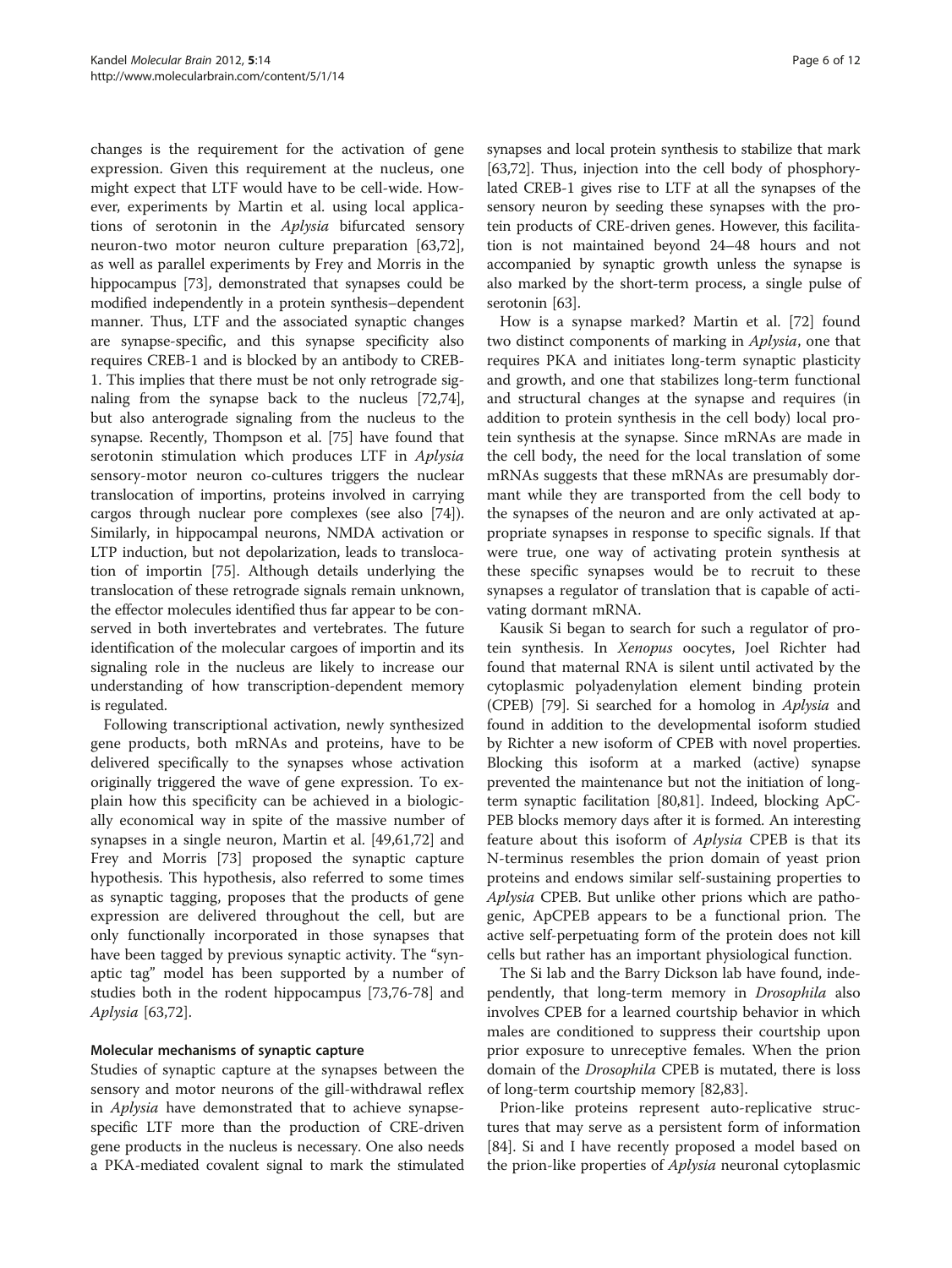changes is the requirement for the activation of gene expression. Given this requirement at the nucleus, one might expect that LTF would have to be cell-wide. However, experiments by Martin et al. using local applications of serotonin in the *Aplysia* bifurcated sensory neuron-two motor neuron culture preparation [63,72], as well as parallel experiments by Frey and Morris in the hippocampus [73], demonstrated that synapses could be modified independently in a protein synthesis–dependent manner. Thus, LTF and the associated synaptic changes are synapse-specific, and this synapse specificity also requires CREB-1 and is blocked by an antibody to CREB-1. This implies that there must be not only retrograde signaling from the synapse back to the nucleus [72,74], but also anterograde signaling from the nucleus to the synapse. Recently, Thompson et al. [75] have found that serotonin stimulation which produces LTF in *Aplysia* sensory-motor neuron co-cultures triggers the nuclear translocation of importins, proteins involved in carrying cargos through nuclear pore complexes (see also [74]). Similarly, in hippocampal neurons, NMDA activation or LTP induction, but not depolarization, leads to translocation of importin [75]. Although details underlying the translocation of these retrograde signals remain unknown, the effector molecules identified thus far appear to be conserved in both invertebrates and vertebrates. The future identification of the molecular cargoes of importin and its signaling role in the nucleus are likely to increase our understanding of how transcription-dependent memory is regulated.

Following transcriptional activation, newly synthesized gene products, both mRNAs and proteins, have to be delivered specifically to the synapses whose activation originally triggered the wave of gene expression. To explain how this specificity can be achieved in a biologically economical way in spite of the massive number of synapses in a single neuron, Martin et al. [49,61,72] and Frey and Morris [73] proposed the synaptic capture hypothesis. This hypothesis, also referred to some times as synaptic tagging, proposes that the products of gene expression are delivered throughout the cell, but are only functionally incorporated in those synapses that have been tagged by previous synaptic activity. The "synaptic tag" model has been supported by a number of studies both in the rodent hippocampus [73,76-78] and *Aplysia* [63,72].

## Molecular mechanisms of synaptic capture

Studies of synaptic capture at the synapses between the sensory and motor neurons of the gill-withdrawal reflex in *Aplysia* have demonstrated that to achieve synapse-specific LTF more than the production of CRE-driven gene products in the nucleus is necessary. One also needs a PKA-mediated covalent signal to mark the stimulated synapses and local protein synthesis to stabilize that mark [63,72]. Thus, injection into the cell body of phosphorylated CREB-1 gives rise to LTF at all the synapses of the sensory neuron by seeding these synapses with the protein products of CRE-driven genes. However, this facilitation is not maintained beyond 24–48 hours and not accompanied by synaptic growth unless the synapse is also marked by the short-term process, a single pulse of serotonin [63].

How is a synapse marked? Martin et al. [72] found two distinct components of marking in *Aplysia*, one that requires PKA and initiates long-term synaptic plasticity and growth, and one that stabilizes long-term functional and structural changes at the synapse and requires (in addition to protein synthesis in the cell body) local protein synthesis at the synapse. Since mRNAs are made in the cell body, the need for the local translation of some mRNAs suggests that these mRNAs are presumably dormant while they are transported from the cell body to the synapses of the neuron and are only activated at appropriate synapses in response to specific signals. If that were true, one way of activating protein synthesis at these specific synapses would be to recruit to these synapses a regulator of translation that is capable of activating dormant mRNA.

Kausik Si began to search for such a regulator of protein synthesis. In *Xenopus* oocytes, Joel Richter had found that maternal RNA is silent until activated by the cytoplasmic polyadenylation element binding protein (CPEB) [79]. Si searched for a homolog in *Aplysia* and found in addition to the developmental isoform studied by Richter a new isoform of CPEB with novel properties. Blocking this isoform at a marked (active) synapse prevented the maintenance but not the initiation of long-term synaptic facilitation [80,81]. Indeed, blocking ApCPEB blocks memory days after it is formed. An interesting feature about this isoform of *Aplysia* CPEB is that its N-terminus resembles the prion domain of yeast prion proteins and endows similar self-sustaining properties to *Aplysia* CPEB. But unlike other prions which are pathogenic, ApCPEB appears to be a functional prion. The active self-perpetuating form of the protein does not kill cells but rather has an important physiological function.

The Si lab and the Barry Dickson lab have found, independently, that long-term memory in *Drosophila* also involves CPEB for a learned courtship behavior in which males are conditioned to suppress their courtship upon prior exposure to unreceptive females. When the prion domain of the *Drosophila* CPEB is mutated, there is loss of long-term courtship memory [82,83].

Prion-like proteins represent auto-replicative structures that may serve as a persistent form of information [84]. Si and I have recently proposed a model based on the prion-like properties of *Aplysia* neuronal cytoplasmic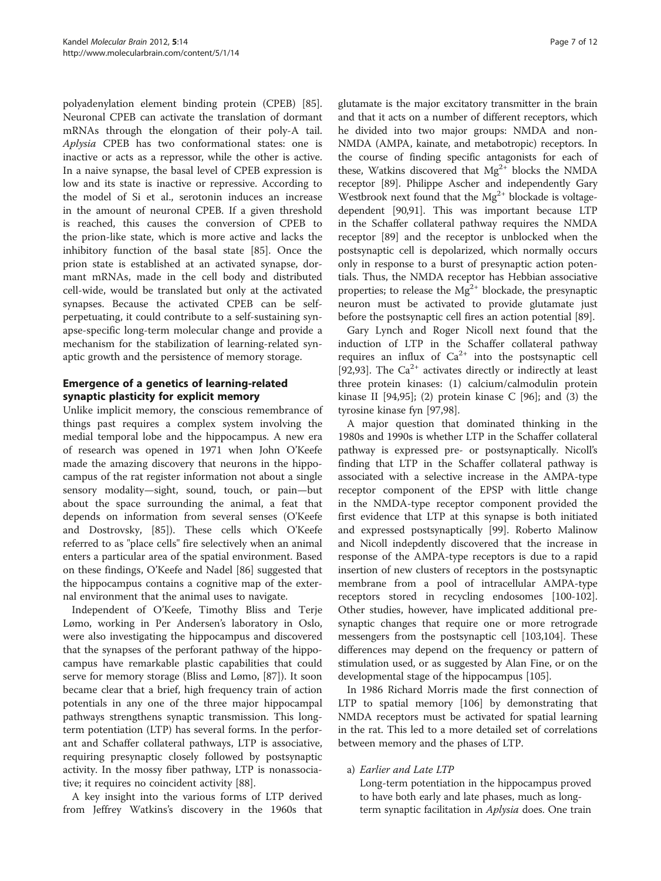polyadenylation element binding protein (CPEB) [85]. Neuronal CPEB can activate the translation of dormant mRNAs through the elongation of their poly-A tail. *Aplysia* CPEB has two conformational states: one is inactive or acts as a repressor, while the other is active. In a naive synapse, the basal level of CPEB expression is low and its state is inactive or repressive. According to the model of Si et al., serotonin induces an increase in the amount of neuronal CPEB. If a given threshold is reached, this causes the conversion of CPEB to the prion-like state, which is more active and lacks the inhibitory function of the basal state [85]. Once the prion state is established at an activated synapse, dormant mRNAs, made in the cell body and distributed cell-wide, would be translated but only at the activated synapses. Because the activated CPEB can be self-perpetuating, it could contribute to a self-sustaining synapse-specific long-term molecular change and provide a mechanism for the stabilization of learning-related synaptic growth and the persistence of memory storage.

## Emergence of a genetics of learning-related synaptic plasticity for explicit memory

Unlike implicit memory, the conscious remembrance of things past requires a complex system involving the medial temporal lobe and the hippocampus. A new era of research was opened in 1971 when John O'Keefe made the amazing discovery that neurons in the hippocampus of the rat register information not about a single sensory modality—sight, sound, touch, or pain—but about the space surrounding the animal, a feat that depends on information from several senses (O'Keefe and Dostrovsky, [85]). These cells which O'Keefe referred to as "place cells" fire selectively when an animal enters a particular area of the spatial environment. Based on these findings, O'Keefe and Nadel [86] suggested that the hippocampus contains a cognitive map of the external environment that the animal uses to navigate.

Independent of O'Keefe, Timothy Bliss and Terje Lømo, working in Per Andersen's laboratory in Oslo, were also investigating the hippocampus and discovered that the synapses of the perforant pathway of the hippocampus have remarkable plastic capabilities that could serve for memory storage (Bliss and Lømo, [87]). It soon became clear that a brief, high frequency train of action potentials in any one of the three major hippocampal pathways strengthens synaptic transmission. This long-term potentiation (LTP) has several forms. In the perforant and Schaffer collateral pathways, LTP is associative, requiring presynaptic closely followed by postsynaptic activity. In the mossy fiber pathway, LTP is nonassociative; it requires no coincident activity [88].

A key insight into the various forms of LTP derived from Jeffrey Watkins's discovery in the 1960s that glutamate is the major excitatory transmitter in the brain and that it acts on a number of different receptors, which he divided into two major groups: NMDA and non-NMDA (AMPA, kainate, and metabotropic) receptors. In the course of finding specific antagonists for each of these, Watkins discovered that $Mg^{2+}$ blocks the NMDA receptor [89]. Philippe Ascher and independently Gary Westbrook next found that the $Mg^{2+}$ blockade is voltage-dependent [90,91]. This was important because LTP in the Schaffer collateral pathway requires the NMDA receptor [89] and the receptor is unblocked when the postsynaptic cell is depolarized, which normally occurs only in response to a burst of presynaptic action potentials. Thus, the NMDA receptor has Hebbian associative properties; to release the $Mg^{2+}$ blockade, the presynaptic neuron must be activated to provide glutamate just before the postsynaptic cell fires an action potential [89].

Gary Lynch and Roger Nicoll next found that the induction of LTP in the Schaffer collateral pathway requires an influx of $Ca^{2+}$ into the postsynaptic cell [92,93]. The $Ca^{2+}$ activates directly or indirectly at least three protein kinases: (1) calcium/calmodulin protein kinase II [94,95]; (2) protein kinase C [96]; and (3) the tyrosine kinase fyn [97,98].

A major question that dominated thinking in the 1980s and 1990s is whether LTP in the Schaffer collateral pathway is expressed pre- or postsynaptically. Nicoll's finding that LTP in the Schaffer collateral pathway is associated with a selective increase in the AMPA-type receptor component of the EPSP with little change in the NMDA-type receptor component provided the first evidence that LTP at this synapse is both initiated and expressed postsynaptically [99]. Roberto Malinow and Nicoll indepdently discovered that the increase in response of the AMPA-type receptors is due to a rapid insertion of new clusters of receptors in the postsynaptic membrane from a pool of intracellular AMPA-type receptors stored in recycling endosomes [100-102]. Other studies, however, have implicated additional presynaptic changes that require one or more retrograde messengers from the postsynaptic cell [103,104]. These differences may depend on the frequency or pattern of stimulation used, or as suggested by Alan Fine, or on the developmental stage of the hippocampus [105].

In 1986 Richard Morris made the first connection of LTP to spatial memory [106] by demonstrating that NMDA receptors must be activated for spatial learning in the rat. This led to a more detailed set of correlations between memory and the phases of LTP.

a) *Earlier and Late LTP*

   Long-term potentiation in the hippocampus proved to have both early and late phases, much as long-term synaptic facilitation in *Aplysia* does. One train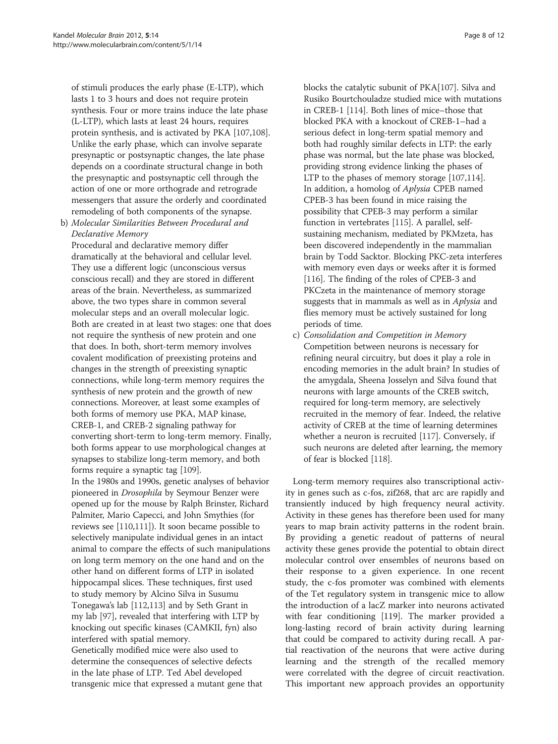of stimuli produces the early phase (E-LTP), which lasts 1 to 3 hours and does not require protein synthesis. Four or more trains induce the late phase (L-LTP), which lasts at least 24 hours, requires protein synthesis, and is activated by PKA [107,108]. Unlike the early phase, which can involve separate presynaptic or postsynaptic changes, the late phase depends on a coordinate structural change in both the presynaptic and postsynaptic cell through the action of one or more orthograde and retrograde messengers that assure the orderly and coordinated remodeling of both components of the synapse.

b) *Molecular Similarities Between Procedural and Declarative Memory*

Procedural and declarative memory differ dramatically at the behavioral and cellular level. They use a different logic (unconscious versus conscious recall) and they are stored in different areas of the brain. Nevertheless, as summarized above, the two types share in common several molecular steps and an overall molecular logic. Both are created in at least two stages: one that does not require the synthesis of new protein and one that does. In both, short-term memory involves covalent modification of preexisting proteins and changes in the strength of preexisting synaptic connections, while long-term memory requires the synthesis of new protein and the growth of new connections. Moreover, at least some examples of both forms of memory use PKA, MAP kinase, CREB-1, and CREB-2 signaling pathway for converting short-term to long-term memory. Finally, both forms appear to use morphological changes at synapses to stabilize long-term memory, and both forms require a synaptic tag [109].

In the 1980s and 1990s, genetic analyses of behavior pioneered in *Drosophila* by Seymour Benzer were opened up for the mouse by Ralph Brinster, Richard Palmiter, Mario Capecci, and John Smythies (for reviews see [110,111]). It soon became possible to selectively manipulate individual genes in an intact animal to compare the effects of such manipulations on long term memory on the one hand and on the other hand on different forms of LTP in isolated hippocampal slices. These techniques, first used to study memory by Alcino Silva in Susumu Tonegawa's lab [112,113] and by Seth Grant in my lab [97], revealed that interfering with LTP by knocking out specific kinases (CAMKII, fyn) also interfered with spatial memory.

Genetically modified mice were also used to determine the consequences of selective defects in the late phase of LTP. Ted Abel developed transgenic mice that expressed a mutant gene that blocks the catalytic subunit of PKA[107]. Silva and Rusiko Bourtchouladze studied mice with mutations in CREB-1 [114]. Both lines of mice–those that blocked PKA with a knockout of CREB-1–had a serious defect in long-term spatial memory and both had roughly similar defects in LTP: the early phase was normal, but the late phase was blocked, providing strong evidence linking the phases of LTP to the phases of memory storage [107,114]. In addition, a homolog of *Aplysia* CPEB named CPEB-3 has been found in mice raising the possibility that CPEB-3 may perform a similar function in vertebrates [115]. A parallel, self-sustaining mechanism, mediated by PKMzeta, has been discovered independently in the mammalian brain by Todd Sacktor. Blocking PKC-zeta interferes with memory even days or weeks after it is formed [116]. The finding of the roles of CPEB-3 and PKCzeta in the maintenance of memory storage suggests that in mammals as well as in *Aplysia* and flies memory must be actively sustained for long periods of time.

c) *Consolidation and Competition in Memory*

Competition between neurons is necessary for refining neural circuitry, but does it play a role in encoding memories in the adult brain? In studies of the amygdala, Sheena Josselyn and Silva found that neurons with large amounts of the CREB switch, required for long-term memory, are selectively recruited in the memory of fear. Indeed, the relative activity of CREB at the time of learning determines whether a neuron is recruited [117]. Conversely, if such neurons are deleted after learning, the memory of fear is blocked [118].

Long-term memory requires also transcriptional activity in genes such as c-fos, zif268, that arc are rapidly and transiently induced by high frequency neural activity. Activity in these genes has therefore been used for many years to map brain activity patterns in the rodent brain. By providing a genetic readout of patterns of neural activity these genes provide the potential to obtain direct molecular control over ensembles of neurons based on their response to a given experience. In one recent study, the c-fos promoter was combined with elements of the Tet regulatory system in transgenic mice to allow the introduction of a lacZ marker into neurons activated with fear conditioning [119]. The marker provided a long-lasting record of brain activity during learning that could be compared to activity during recall. A partial reactivation of the neurons that were active during learning and the strength of the recalled memory were correlated with the degree of circuit reactivation. This important new approach provides an opportunity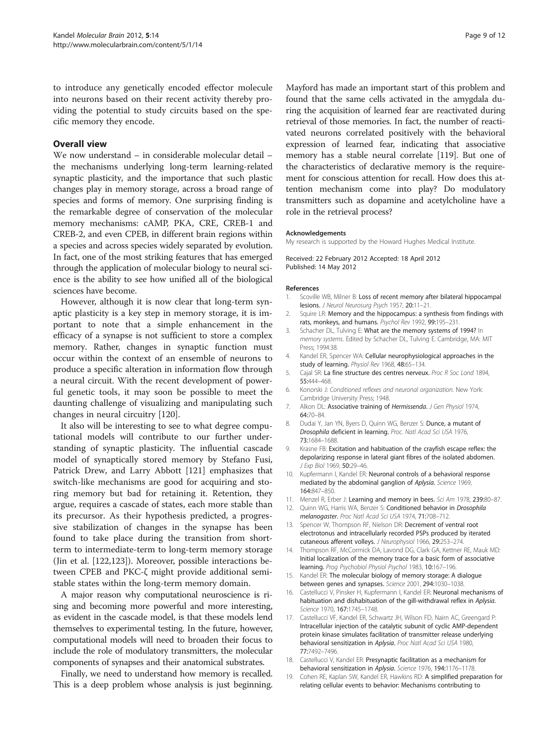to introduce any genetically encoded effector molecule into neurons based on their recent activity thereby providing the potential to study circuits based on the specific memory they encode.

## Overall view

We now understand – in considerable molecular detail – the mechanisms underlying long-term learning-related synaptic plasticity, and the importance that such plastic changes play in memory storage, across a broad range of species and forms of memory. One surprising finding is the remarkable degree of conservation of the molecular memory mechanisms: cAMP, PKA, CRE, CREB-1 and CREB-2, and even CPEB, in different brain regions within a species and across species widely separated by evolution. In fact, one of the most striking features that has emerged through the application of molecular biology to neural science is the ability to see how unified all of the biological sciences have become.

However, although it is now clear that long-term synaptic plasticity is a key step in memory storage, it is important to note that a simple enhancement in the efficacy of a synapse is not sufficient to store a complex memory. Rather, changes in synaptic function must occur within the context of an ensemble of neurons to produce a specific alteration in information flow through a neural circuit. With the recent development of powerful genetic tools, it may soon be possible to meet the daunting challenge of visualizing and manipulating such changes in neural circuitry [120].

It also will be interesting to see to what degree computational models will contribute to our further understanding of synaptic plasticity. The influential cascade model of synaptically stored memory by Stefano Fusi, Patrick Drew, and Larry Abbott [121] emphasizes that switch-like mechanisms are good for acquiring and storing memory but bad for retaining it. Retention, they argue, requires a cascade of states, each more stable than its precursor. As their hypothesis predicted, a progressive stabilization of changes in the synapse has been found to take place during the transition from short-term to intermediate-term to long-term memory storage (Jin et al. [122,123]). Moreover, possible interactions between CPEB and PKC-ζ might provide additional semi-stable states within the long-term memory domain.

A major reason why computational neuroscience is rising and becoming more powerful and more interesting, as evident in the cascade model, is that these models lend themselves to experimental testing. In the future, however, computational models will need to broaden their focus to include the role of modulatory transmitters, the molecular components of synapses and their anatomical substrates.

Finally, we need to understand how memory is recalled. This is a deep problem whose analysis is just beginning. Mayford has made an important start of this problem and found that the same cells activated in the amygdala during the acquisition of learned fear are reactivated during retrieval of those memories. In fact, the number of reactivated neurons correlated positively with the behavioral expression of learned fear, indicating that associative memory has a stable neural correlate [119]. But one of the characteristics of declarative memory is the requirement for conscious attention for recall. How does this attention mechanism come into play? Do modulatory transmitters such as dopamine and acetylcholine have a role in the retrieval process?

#### Acknowledgements

My research is supported by the Howard Hughes Medical Institute.

Received: 22 February 2012 Accepted: 18 April 2012
Published: 14 May 2012

#### References

1. Scoville WB, Milner B: **Loss of recent memory after bilateral hippocampal lesions.** *J Neurol Neurosurg Psych* 1957, **20:**11–21.
2. Squire LR: **Memory and the hippocampus: a synthesis from findings with rats, monkeys, and humans.** *Psychol Rev* 1992, **99:**195–231.
3. Schacher DL, Tulving E: **What are the memory systems of 1994?** In *memory systems*. Edited by Schacher DL, Tulving E. Cambridge, MA: MIT Press; 1994:38.
4. Kandel ER, Spencer WA: **Cellular neurophysiological approaches in the study of learning.** *Physiol Rev* 1968, **48:**65–134.
5. Cajal SR: **La fine structure des centres nerveux.** *Proc R Soc Lond* 1894, **55:**444–468.
6. Konorski J: *Conditioned reflexes and neuronal organization*. New York: Cambridge University Press; 1948.
7. Alkon DL: **Associative training of *Hermissenda*.** *J Gen Physiol* 1974, **64:**70–84.
8. Dudai Y, Jan YN, Byers D, Quinn WG, Benzer S: **Dunce, a mutant of *Drosophila* deficient in learning.** *Proc. Natl Acad Sci USA* 1976, **73:**1684–1688.
9. Krasne FB: **Excitation and habituation of the crayfish escape reflex: the depolarizing response in lateral giant fibres of the isolated abdomen.** *J Exp Biol* 1969, **50:**29–46.
10. Kupfermann I, Kandel ER: **Neuronal controls of a behavioral response mediated by the abdominal ganglion of *Aplysia*.** *Science* 1969, **164:**847–850.
11. Menzel R, Erber J: **Learning and memory in bees.** *Sci Am* 1978, **239:**80–87.
12. Quinn WG, Harris WA, Benzer S: **Conditioned behavior in *Drosophila melanogaster*.** *Proc Natl Acad Sci USA* 1974, **71:**708–712.
13. Spencer W, Thompson RF, Nielson DR: **Decrement of ventral root electrotonus and intracellularly recorded PSPs produced by iterated cutaneous afferent volleys.** *J Neurophysiol* 1966, **29:**253–274.
14. Thompson RF, McCormick DA, Lavond DG, Clark GA, Kettner RE, Mauk MD: **Initial localization of the memory trace for a basic form of associative learning.** *Prog Psychobiol Physiol Psychol* 1983, **10:**167–196.
15. Kandel ER: **The molecular biology of memory storage: A dialogue between genes and synapses.** *Science* 2001, **294:**1030–1038.
16. Castellucci V, Pinsker H, Kupfermann I, Kandel ER: **Neuronal mechanisms of habituation and dishabituation of the gill-withdrawal reflex in *Aplysia*.** *Science* 1970, **167:**1745–1748.
17. Castellucci VF, Kandel ER, Schwartz JH, Wilson FD, Nairn AC, Greengard P: **Intracellular injection of the catalytic subunit of cyclic AMP-dependent protein kinase simulates facilitation of transmitter release underlying behavioral sensitization in *Aplysia*.** *Proc Natl Acad Sci USA* 1980, **77:**7492–7496.
18. Castellucci V, Kandel ER: **Presynaptic facilitation as a mechanism for behavioral sensitization in *Aplysia*.** *Science* 1976, **194:**1176–1178.
19. Cohen RE, Kaplan SW, Kandel ER, Hawkins RD: **A simplified preparation for relating cellular events to behavior: Mechanisms contributing to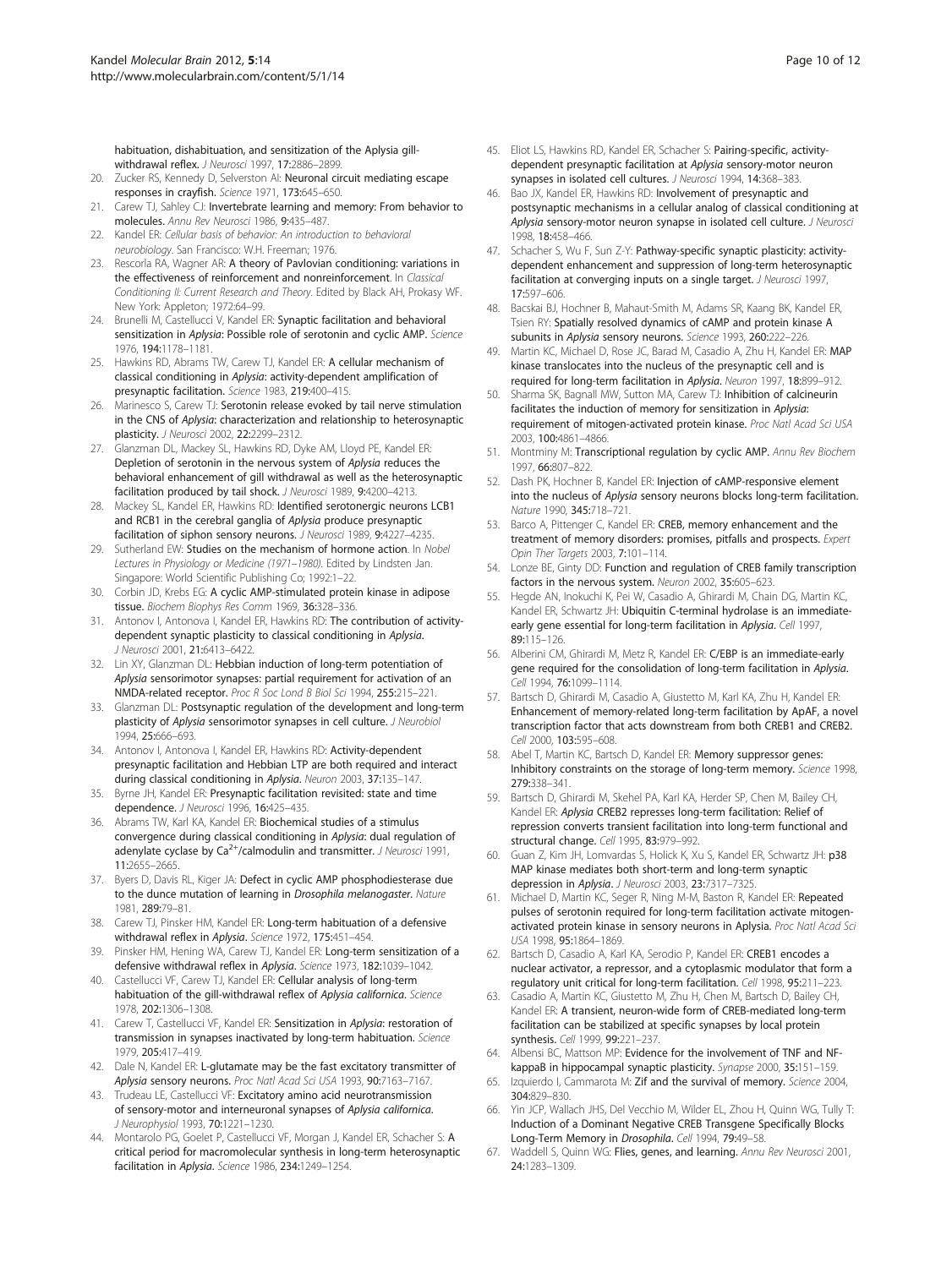habituation, dishabituation, and sensitization of the Aplysia gill-withdrawal reflex. *J Neurosci* 1997, **17**:2886–2899.

20. Zucker RS, Kennedy D, Selverston AI: **Neuronal circuit mediating escape responses in crayfish.** *Science* 1971, **173**:645–650.
21. Carew TJ, Sahley CJ: **Invertebrate learning and memory: From behavior to molecules.** *Annu Rev Neurosci* 1986, **9**:435–487.
22. Kandel ER: *Cellular basis of behavior: An introduction to behavioral neurobiology*. San Francisco: W.H. Freeman; 1976.
23. Rescorla RA, Wagner AR: **A theory of Pavlovian conditioning: variations in the effectiveness of reinforcement and nonreinforcement.** In *Classical Conditioning II: Current Research and Theory*. Edited by Black AH, Prokasy WF. New York: Appleton; 1972:64–99.
24. Brunelli M, Castellucci V, Kandel ER: **Synaptic facilitation and behavioral sensitization in *Aplysia*: Possible role of serotonin and cyclic AMP.** *Science* 1976, **194**:1178–1181.
25. Hawkins RD, Abrams TW, Carew TJ, Kandel ER: **A cellular mechanism of classical conditioning in *Aplysia*: activity-dependent amplification of presynaptic facilitation.** *Science* 1983, **219**:400–415.
26. Marinesco S, Carew TJ: **Serotonin release evoked by tail nerve stimulation in the CNS of *Aplysia*: characterization and relationship to heterosynaptic plasticity.** *J Neurosci* 2002, **22**:2299–2312.
27. Glanzman DL, Mackey SL, Hawkins RD, Dyke AM, Lloyd PE, Kandel ER: **Depletion of serotonin in the nervous system of *Aplysia* reduces the behavioral enhancement of gill withdrawal as well as the heterosynaptic facilitation produced by tail shock.** *J Neurosci* 1989, **9**:4200–4213.
28. Mackey SL, Kandel ER, Hawkins RD: **Identified serotonergic neurons LCB1 and RCB1 in the cerebral ganglia of *Aplysia* produce presynaptic facilitation of siphon sensory neurons.** *J Neurosci* 1989, **9**:4227–4235.
29. Sutherland EW: **Studies on the mechanism of hormone action.** In *Nobel Lectures in Physiology or Medicine (1971–1980)*. Edited by Lindsten Jan. Singapore: World Scientific Publishing Co; 1992:1–22.
30. Corbin JD, Krebs EG: **A cyclic AMP-stimulated protein kinase in adipose tissue.** *Biochem Biophys Res Comm* 1969, **36**:328–336.
31. Antonov I, Antonova I, Kandel ER, Hawkins RD: **The contribution of activity-dependent synaptic plasticity to classical conditioning in *Aplysia*.** *J Neurosci* 2001, **21**:6413–6422.
32. Lin XY, Glanzman DL: **Hebbian induction of long-term potentiation of *Aplysia* sensorimotor synapses: partial requirement for activation of an NMDA-related receptor.** *Proc R Soc Lond B Biol Sci* 1994, **255**:215–221.
33. Glanzman DL: **Postsynaptic regulation of the development and long-term plasticity of *Aplysia* sensorimotor synapses in cell culture.** *J Neurobiol* 1994, **25**:666–693.
34. Antonov I, Antonova I, Kandel ER, Hawkins RD: **Activity-dependent presynaptic facilitation and Hebbian LTP are both required and interact during classical conditioning in *Aplysia*.** *Neuron* 2003, **37**:135–147.
35. Byrne JH, Kandel ER: **Presynaptic facilitation revisited: state and time dependence.** *J Neurosci* 1996, **16**:425–435.
36. Abrams TW, Karl KA, Kandel ER: **Biochemical studies of a stimulus convergence during classical conditioning in *Aplysia*: dual regulation of adenylate cyclase by $Ca^{2+}$/calmodulin and transmitter.** *J Neurosci* 1991, **11**:2655–2665.
37. Byers D, Davis RL, Kiger JA: **Defect in cyclic AMP phosphodiesterase due to the dunce mutation of learning in *Drosophila melanogaster*.** *Nature* 1981, **289**:79–81.
38. Carew TJ, Pinsker HM, Kandel ER: **Long-term habituation of a defensive withdrawal reflex in *Aplysia*.** *Science* 1972, **175**:451–454.
39. Pinsker HM, Hening WA, Carew TJ, Kandel ER: **Long-term sensitization of a defensive withdrawal reflex in *Aplysia*.** *Science* 1973, **182**:1039–1042.
40. Castellucci VF, Carew TJ, Kandel ER: **Cellular analysis of long-term habituation of the gill-withdrawal reflex of *Aplysia californica*.** *Science* 1978, **202**:1306–1308.
41. Carew T, Castellucci VF, Kandel ER: **Sensitization in *Aplysia*: restoration of transmission in synapses inactivated by long-term habituation.** *Science* 1979, **205**:417–419.
42. Dale N, Kandel ER: **L-glutamate may be the fast excitatory transmitter of *Aplysia* sensory neurons.** *Proc Natl Acad Sci USA* 1993, **90**:7163–7167.
43. Trudeau LE, Castellucci VF: **Excitatory amino acid neurotransmission of sensory-motor and interneuronal synapses of *Aplysia californica*.** *J Neurophysiol* 1993, **70**:1221–1230.
44. Montarolo PG, Goelet P, Castellucci VF, Morgan J, Kandel ER, Schacher S: **A critical period for macromolecular synthesis in long-term heterosynaptic facilitation in *Aplysia*.** *Science* 1986, **234**:1249–1254.
45. Eliot LS, Hawkins RD, Kandel ER, Schacher S: **Pairing-specific, activity-dependent presynaptic facilitation at *Aplysia* sensory-motor neuron synapses in isolated cell cultures.** *J Neurosci* 1994, **14**:368–383.
46. Bao JX, Kandel ER, Hawkins RD: **Involvement of presynaptic and postsynaptic mechanisms in a cellular analog of classical conditioning at *Aplysia* sensory-motor neuron synapse in isolated cell culture.** *J Neurosci* 1998, **18**:458–466.
47. Schacher S, Wu F, Sun Z-Y: **Pathway-specific synaptic plasticity: activity-dependent enhancement and suppression of long-term heterosynaptic facilitation at converging inputs on a single target.** *J Neurosci* 1997, **17**:597–606.
48. Bacskai BJ, Hochner B, Mahaut-Smith M, Adams SR, Kaang BK, Kandel ER, Tsien RY: **Spatially resolved dynamics of cAMP and protein kinase A subunits in *Aplysia* sensory neurons.** *Science* 1993, **260**:222–226.
49. Martin KC, Michael D, Rose JC, Barad M, Casadio A, Zhu H, Kandel ER: **MAP kinase translocates into the nucleus of the presynaptic cell and is required for long-term facilitation in *Aplysia*.** *Neuron* 1997, **18**:899–912.
50. Sharma SK, Bagnall MW, Sutton MA, Carew TJ: **Inhibition of calcineurin facilitates the induction of memory for sensitization in *Aplysia*: requirement of mitogen-activated protein kinase.** *Proc Natl Acad Sci USA* 2003, **100**:4861–4866.
51. Montminy M: **Transcriptional regulation by cyclic AMP.** *Annu Rev Biochem* 1997, **66**:807–822.
52. Dash PK, Hochner B, Kandel ER: **Injection of cAMP-responsive element into the nucleus of *Aplysia* sensory neurons blocks long-term facilitation.** *Nature* 1990, **345**:718–721.
53. Barco A, Pittenger C, Kandel ER: **CREB, memory enhancement and the treatment of memory disorders: promises, pitfalls and prospects.** *Expert Opin Ther Targets* 2003, **7**:101–114.
54. Lonze BE, Ginty DD: **Function and regulation of CREB family transcription factors in the nervous system.** *Neuron* 2002, **35**:605–623.
55. Hegde AN, Inokuchi K, Pei W, Casadio A, Ghirardi M, Chain DG, Martin KC, Kandel ER, Schwartz JH: **Ubiquitin C-terminal hydrolase is an immediate-early gene essential for long-term facilitation in *Aplysia*.** *Cell* 1997, **89**:115–126.
56. Alberini CM, Ghirardi M, Metz R, Kandel ER: **C/EBP is an immediate-early gene required for the consolidation of long-term facilitation in *Aplysia*.** *Cell* 1994, **76**:1099–1114.
57. Bartsch D, Ghirardi M, Casadio A, Giustetto M, Karl KA, Zhu H, Kandel ER: **Enhancement of memory-related long-term facilitation by ApAF, a novel transcription factor that acts downstream from both CREB1 and CREB2.** *Cell* 2000, **103**:595–608.
58. Abel T, Martin KC, Bartsch D, Kandel ER: **Memory suppressor genes: Inhibitory constraints on the storage of long-term memory.** *Science* 1998, **279**:338–341.
59. Bartsch D, Ghirardi M, Skehel PA, Karl KA, Herder SP, Chen M, Bailey CH, Kandel ER: ***Aplysia* CREB2 represses long-term facilitation: Relief of repression converts transient facilitation into long-term functional and structural change.** *Cell* 1995, **83**:979–992.
60. Guan Z, Kim JH, Lomvardas S, Holick K, Xu S, Kandel ER, Schwartz JH: **p38 MAP kinase mediates both short-term and long-term synaptic depression in *Aplysia*.** *J Neurosci* 2003, **23**:7317–7325.
61. Michael D, Martin KC, Seger R, Ning M-M, Baston R, Kandel ER: **Repeated pulses of serotonin required for long-term facilitation activate mitogen-activated protein kinase in sensory neurons in Aplysia.** *Proc Natl Acad Sci USA* 1998, **95**:1864–1869.
62. Bartsch D, Casadio A, Karl KA, Serodio P, Kandel ER: **CREB1 encodes a nuclear activator, a repressor, and a cytoplasmic modulator that form a regulatory unit critical for long-term facilitation.** *Cell* 1998, **95**:211–223.
63. Casadio A, Martin KC, Giustetto M, Zhu H, Chen M, Bartsch D, Bailey CH, Kandel ER: **A transient, neuron-wide form of CREB-mediated long-term facilitation can be stabilized at specific synapses by local protein synthesis.** *Cell* 1999, **99**:221–237.
64. Albensi BC, Mattson MP: **Evidence for the involvement of TNF and NF-kappaB in hippocampal synaptic plasticity.** *Synapse* 2000, **35**:151–159.
65. Izquierdo I, Cammarota M: **Zif and the survival of memory.** *Science* 2004, **304**:829–830.
66. Yin JCP, Wallach JHS, Del Vecchio M, Wilder EL, Zhou H, Quinn WG, Tully T: **Induction of a Dominant Negative CREB Transgene Specifically Blocks Long-Term Memory in *Drosophila*.** *Cell* 1994, **79**:49–58.
67. Waddell S, Quinn WG: **Flies, genes, and learning.** *Annu Rev Neurosci* 2001, **24**:1283–1309.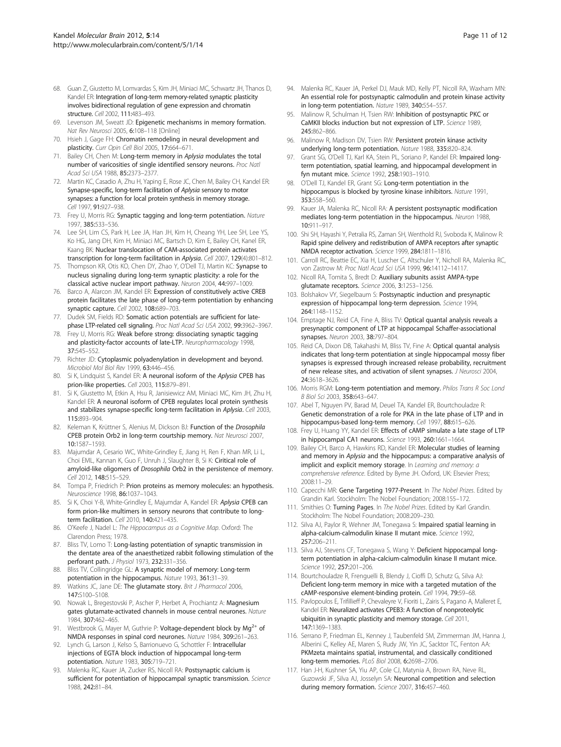68. Guan Z, Giustetto M, Lomvardas S, Kim JH, Miniaci MC, Schwartz JH, Thanos D, Kandel ER: **Integration of long-term memory-related synaptic plasticity involves bidirectional regulation of gene expression and chromatin structure.** *Cell* 2002, **111**:483–493.
69. Levenson JM, Sweatt JD: **Epigenetic mechanisms in memory formation.** *Nat Rev Neurosci* 2005, **6**:108–118 [Online]
70. Hsieh J, Gage FH: **Chromatin remodeling in neural development and plasticity.** *Curr Opin Cell Biol* 2005, **17**:664–671.
71. Bailey CH, Chen M: **Long-term memory in *Aplysia* modulates the total number of varicosities of single identified sensory neurons.** *Proc Natl Acad Sci USA* 1988, **85**:2373–2377.
72. Martin KC, Casadio A, Zhu H, Yaping E, Rose JC, Chen M, Bailey CH, Kandel ER: **Synapse-specific, long-term facilitation of *Aplysia* sensory to motor synapses: a function for local protein synthesis in memory storage.** *Cell* 1997, **91**:927–938.
73. Frey U, Morris RG: **Synaptic tagging and long-term potentiation.** *Nature* 1997, **385**:533–536.
74. Lee SH, Lim CS, Park H, Lee JA, Han JH, Kim H, Cheang YH, Lee SH, Lee YS, Ko HG, Jang DH, Kim H, Miniaci MC, Bartsch D, Kim E, Bailey CH, Kanel ER, Kaang BK: **Nuclear translocation of CAM-associated protein activates transcription for long-term facilitation in *Aplysia*.** *Cell* 2007, **129**(4):801–812.
75. Thompson KR, Otis KO, Chen DY, Zhao Y, O'Dell TJ, Martin KC: **Synapse to nucleus signaling during long-term synaptic plasticity: a role for the classical active nuclear import pathway.** *Neuron* 2004, **44**:997–1009.
76. Barco A, Alarcon JM, Kandel ER: **Expression of constitutively active CREB protein facilitates the late phase of long-term potentiation by enhancing synaptic capture.** *Cell* 2002, **108**:689–703.
77. Dudek SM, Fields RD: **Somatic action potentials are sufficient for late-phase LTP-related cell signaling.** *Proc Natl Acad Sci USA* 2002, **99**:3962–3967.
78. Frey U, Morris RG: **Weak before strong: dissociating synaptic tagging and plasticity-factor accounts of late-LTP.** *Neuropharmacology* 1998, **37**:545–552.
79. Richter JD: **Cytoplasmic polyadenylation in development and beyond.** *Microbiol Mol Biol Rev* 1999, **63**:446–456.
80. Si K, Lindquist S, Kandel ER: **A neuronal isoform of the *Aplysia* CPEB has prion-like properties.** *Cell* 2003, **115**:879–891.
81. Si K, Giustetto M, Etkin A, Hsu R, Janisiewicz AM, Miniaci MC, Kim JH, Zhu H, Kandel ER: **A neuronal isoform of CPEB regulates local protein synthesis and stabilizes synapse-specific long-term facilitation in *Aplysia*.** *Cell* 2003, **115**:893–904.
82. Keleman K, Krüttner S, Alenius M, Dickson BJ: **Function of the *Drosophila* CPEB protein Orb2 in long-term courtship memory.** *Nat Neurosci* 2007, **10**:1587–1593.
83. Majumdar A, Cesario WC, White-Grindley E, Jiang H, Ren F, Khan MR, Li L, Choi EML, Kannan K, Guo F, Unruh J, Slaughter B, Si K: **Ciritical role of amyloid-like oligomers of *Drosophila* Orb2 in the persistence of memory.** *Cell* 2012, **148**:515–529.
84. Tompa P, Friedrich P: **Prion proteins as memory molecules: an hypothesis.** *Neuroscience* 1998, **86**:1037–1043.
85. Si K, Choi Y-B, White-Grindley E, Majumdar A, Kandel ER: ***Aplysia* CPEB can form prion-like multimers in sensory neurons that contribute to long-term facilitation.** *Cell* 2010, **140**:421–435.
86. O'Keefe J, Nadel L: *The Hippocampus as a Cognitive Map.* Oxford: The Clarendon Press; 1978.
87. Bliss TV, Lomo T: **Long-lasting potentiation of synaptic transmission in the dentate area of the anaesthetized rabbit following stimulation of the perforant path.** *J Physiol* 1973, **232**:331–356.
88. Bliss TV, Collingridge GL: **A synaptic model of memory: Long-term potentiation in the hippocampus.** *Nature* 1993, **361**:31–39.
89. Watkins JC, Jane DE: **The glutamate story.** *Brit J Pharmacol* 2006, **147**:S100–S108.
90. Nowak L, Bregestovski P, Ascher P, Herbet A, Prochiantz A: **Magnesium gates glutamate-activated channels in mouse central neurones.** *Nature* 1984, **307**:462–465.
91. Westbrook G, Mayer M, Guthrie P: **Voltage-dependent block by $Mg^{2+}$ of NMDA responses in spinal cord neurones.** *Nature* 1984, **309**:261–263.
92. Lynch G, Larson J, Kelso S, Barrionuevo G, Schottler F: **Intracellular injections of EGTA block induction of hippocampal long-term potentiation.** *Nature* 1983, **305**:719–721.
93. Malenka RC, Kauer JA, Zucker RS, Nicoll RA: **Postsynaptic calcium is sufficient for potentiation of hippocampal synaptic transmission.** *Science* 1988, **242**:81–84.
94. Malenka RC, Kauer JA, Perkel DJ, Mauk MD, Kelly PT, Nicoll RA, Waxham MN: **An essential role for postsynaptic calmodulin and protein kinase activity in long-term potentiation.** *Nature* 1989, **340**:554–557.
95. Malinow R, Schulman H, Tsien RW: **Inhibition of postsynaptic PKC or CaMKII blocks induction but not expression of LTP.** *Science* 1989, **245**:862–866.
96. Malinow R, Madison DV, Tsien RW: **Persistent protein kinase activity underlying long-term potentiation.** *Nature* 1988, **335**:820–824.
97. Grant SG, O'Dell TJ, Karl KA, Stein PL, Soriano P, Kandel ER: **Impaired long-term potentiation, spatial learning, and hippocampal development in fyn mutant mice.** *Science* 1992, **258**:1903–1910.
98. O'Dell TJ, Kandel ER, Grant SG: **Long-term potentiation in the hippocampus is blocked by tyrosine kinase inhibitors.** *Nature* 1991, **353**:558–560.
99. Kauer JA, Malenka RC, Nicoll RA: **A persistent postsynaptic modification mediates long-term potentiation in the hippocampus.** *Neuron* 1988, **10**:911–917.
100. Shi SH, Hayashi Y, Petralia RS, Zaman SH, Wenthold RJ, Svoboda K, Malinow R: **Rapid spine delivery and redistribution of AMPA receptors after synaptic NMDA receptor activation.** *Science* 1999, **284**:1811–1816.
101. Carroll RC, Beattie EC, Xia H, Luscher C, Altschuler Y, Nicholl RA, Malenka RC, von Zastrow M: *Proc Natl Acad Sci USA* 1999, **96**:14112–14117.
102. Nicoll RA, Tomita S, Bredt D: **Auxiliary subunits assist AMPA-type glutamate receptors.** *Science* 2006, **3**:1253–1256.
103. Bolshakov VY, Siegelbaum S: **Postsynaptic induction and presynaptic expression of hippocampal long-term depression.** *Science* 1994, **264**:1148–1152.
104. Emptage NJ, Reid CA, Fine A, Bliss TV: **Optical quantal analysis reveals a presynaptic component of LTP at hippocampal Schaffer-associational synapses.** *Neuron* 2003, **38**:797–804.
105. Reid CA, Dixon DB, Takahashi M, Bliss TV, Fine A: **Optical quantal analysis indicates that long-term potentiation at single hippocampal mossy fiber synapses is expressed through increased release probability, recruitment of new release sites, and activation of silent synapses.** *J Neurosci* 2004, **24**:3618–3626.
106. Morris RGM: **Long-term potentiation and memory.** *Philos Trans R Soc Lond B Biol Sci* 2003, **358**:643–647.
107. Abel T, Nguyen PV, Barad M, Deuel TA, Kandel ER, Bourtchouladze R: **Genetic demonstration of a role for PKA in the late phase of LTP and in hippocampus-based long-term memory.** *Cell* 1997, **88**:615–626.
108. Frey U, Huang YY, Kandel ER: **Effects of cAMP simulate a late stage of LTP in hippocampal CA1 neurons.** *Science* 1993, **260**:1661–1664.
109. Bailey CH, Barco A, Hawkins RD, Kandel ER: **Molecular studies of learning and memory in *Aplysia* and the hippocampus: a comparative analysis of implicit and explicit memory storage.** In *Learning and memory: a comprehensive reference*. Edited by Byrne JH. Oxford, UK: Elsevier Press; 2008:11–29.
110. Capecchi MR: **Gene Targeting 1977-Present.** In *The Nobel Prizes*. Edited by Grandin Karl. Stockholm: The Nobel Foundation; 2008:155–172.
111. Smithies O: **Turning Pages.** In *The Nobel Prizes*. Edited by Karl Grandin. Stockholm: The Nobel Foundation; 2008:209–230.
112. Silva AJ, Paylor R, Wehner JM, Tonegawa S: **Impaired spatial learning in alpha-calcium-calmodulin kinase II mutant mice.** *Science* 1992, **257**:206–211.
113. Silva AJ, Stevens CF, Tonegawa S, Wang Y: **Deficient hippocampal long-term potentiation in alpha-calcium-calmodulin kinase II mutant mice.** *Science* 1992, **257**:201–206.
114. Bourtchouladze R, Frenguelli B, Blendy J, Cioffi D, Schutz G, Silva AJ: **Deficient long-term memory in mice with a targeted mutation of the cAMP-responsive element-binding protein.** *Cell* 1994, **79**:59–68.
115. Pavlopoulos E, Trifilieff P, Chevaleyre V, Fioriti L, Zairis S, Pagano A, Malleret E, Kandel ER: **Neuralized activates CPEB3: A function of nonproteolytic ubiquitin in synaptic plasticity and memory storage.** *Cell* 2011, **147**:1369–1383.
116. Serrano P, Friedman EL, Kenney J, Taubenfeld SM, Zimmerman JM, Hanna J, Alberini C, Kelley AE, Maren S, Rudy JW, Yin JC, Sacktor TC, Fenton AA: **PKMzeta maintains spatial, instrumental, and classically conditioned long-term memories.** *PLoS Biol* 2008, **6**:2698–2706.
117. Han J-H, Kushner SA, Yiu AP, Cole CJ, Matynia A, Brown RA, Neve RL, Guzowski JF, Silva AJ, Josselyn SA: **Neuronal competition and selection during memory formation.** *Science* 2007, **316**:457–460.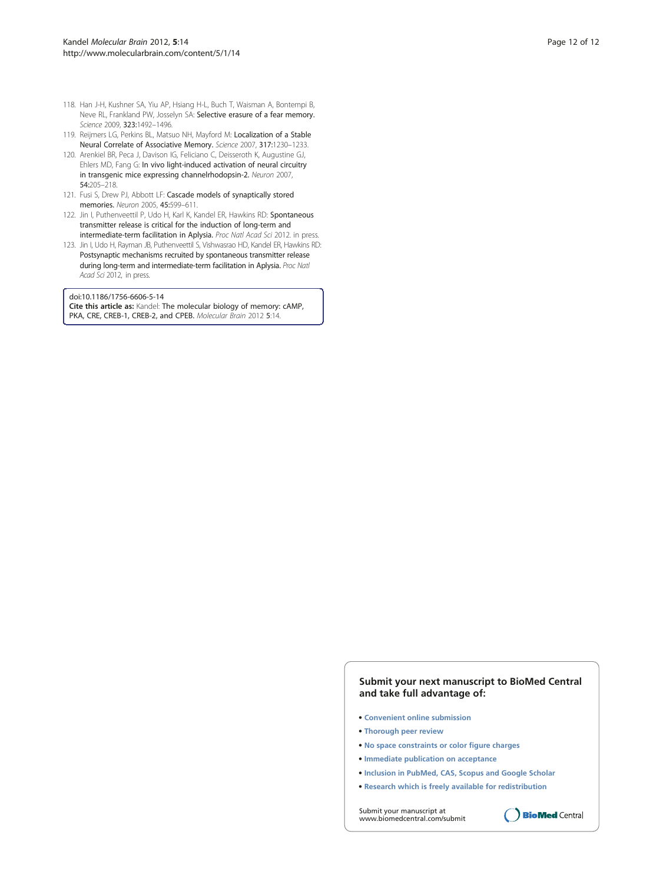118. Han J-H, Kushner SA, Yiu AP, Hsiang H-L, Buch T, Waisman A, Bontempi B, Neve RL, Frankland PW, Josselyn SA: Selective erasure of a fear memory. *Science* 2009, **323:**1492–1496.
119. Reijmers LG, Perkins BL, Matsuo NH, Mayford M: Localization of a Stable Neural Correlate of Associative Memory. *Science* 2007, **317:**1230–1233.
120. Arenkiel BR, Peca J, Davison IG, Feliciano C, Deisseroth K, Augustine GJ, Ehlers MD, Fang G: In vivo light-induced activation of neural circuitry in transgenic mice expressing channelrhodopsin-2. *Neuron* 2007, **54:**205–218.
121. Fusi S, Drew PJ, Abbott LF: Cascade models of synaptically stored memories. *Neuron* 2005, **45:**599–611.
122. Jin I, Puthenveettil P, Udo H, Karl K, Kandel ER, Hawkins RD: Spontaneous transmitter release is critical for the induction of long-term and intermediate-term facilitation in Aplysia. *Proc Natl Acad Sci* 2012. in press.
123. Jin I, Udo H, Rayman JB, Puthenveettil S, Vishwasrao HD, Kandel ER, Hawkins RD: Postsynaptic mechanisms recruited by spontaneous transmitter release during long-term and intermediate-term facilitation in Aplysia. *Proc Natl Acad Sci* 2012, in press.

doi:10.1186/1756-6606-5-14
**Cite this article as:** Kandel: The molecular biology of memory: cAMP, PKA, CRE, CREB-1, CREB-2, and CPEB. *Molecular Brain* 2012 **5**:14.

**Submit your next manuscript to BioMed Central and take full advantage of:**

- **Convenient online submission**
- **Thorough peer review**
- **No space constraints or color figure charges**
- **Immediate publication on acceptance**
- **Inclusion in PubMed, CAS, Scopus and Google Scholar**
- **Research which is freely available for redistribution**

Submit your manuscript at
www.biomedcentral.com/submit

BioMed Central